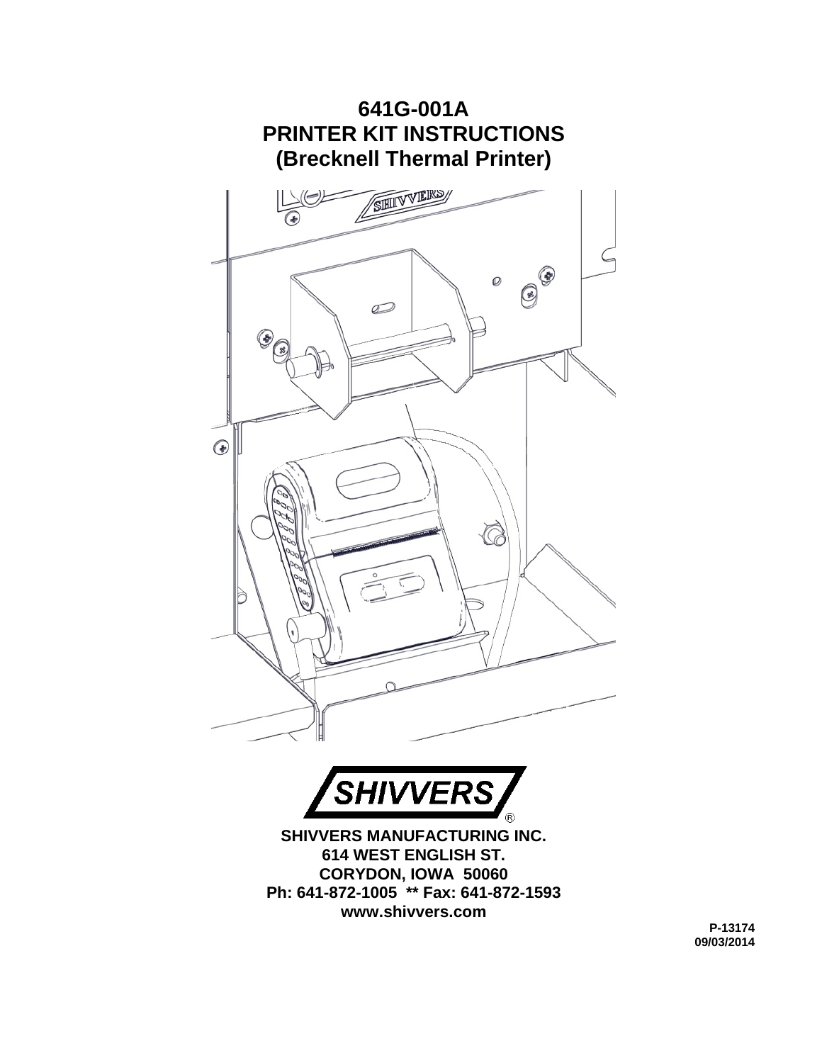# 641G-001A
# PRINTER KIT INSTRUCTIONS
# (Brecknell Thermal Printer)

**SHIVVERS MANUFACTURING INC.**
**614 WEST ENGLISH ST.**
**CORYDON, IOWA 50060**
**Ph: 641-872-1005 ** Fax: 641-872-1593**
**www.shivvers.com**

**P-13174**
**09/03/2014**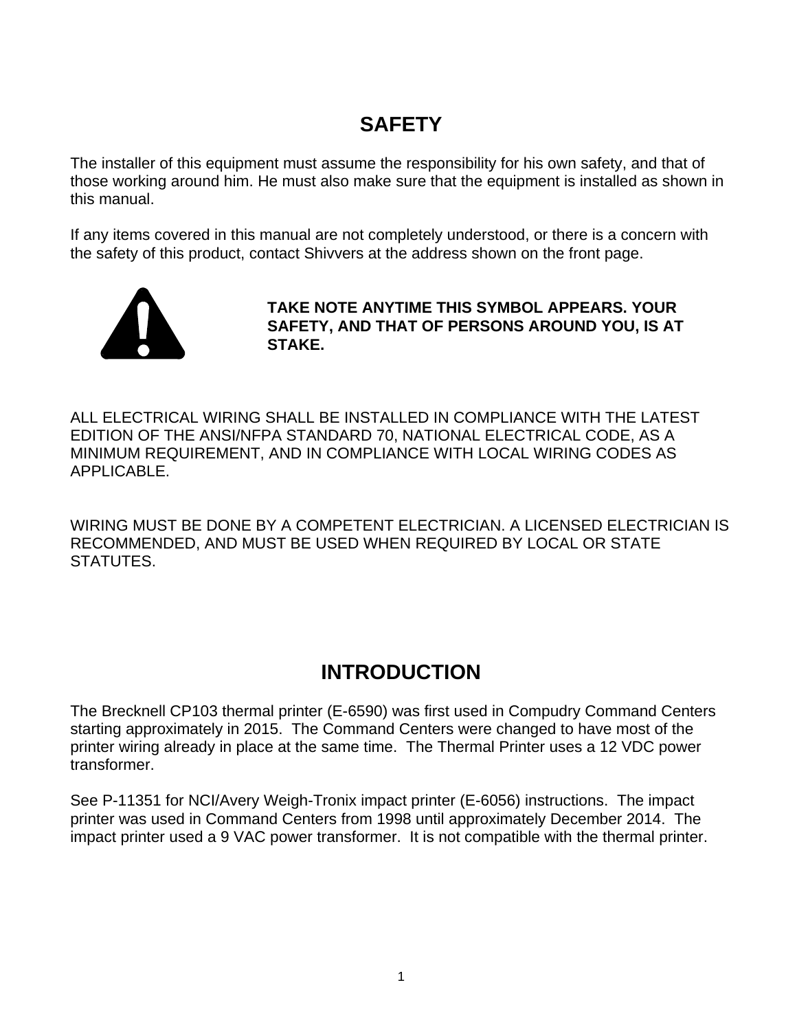# SAFETY

The installer of this equipment must assume the responsibility for his own safety, and that of those working around him. He must also make sure that the equipment is installed as shown in this manual.

If any items covered in this manual are not completely understood, or there is a concern with the safety of this product, contact Shivvers at the address shown on the front page.

**TAKE NOTE ANYTIME THIS SYMBOL APPEARS. YOUR SAFETY, AND THAT OF PERSONS AROUND YOU, IS AT STAKE.**

ALL ELECTRICAL WIRING SHALL BE INSTALLED IN COMPLIANCE WITH THE LATEST EDITION OF THE ANSI/NFPA STANDARD 70, NATIONAL ELECTRICAL CODE, AS A MINIMUM REQUIREMENT, AND IN COMPLIANCE WITH LOCAL WIRING CODES AS APPLICABLE.

WIRING MUST BE DONE BY A COMPETENT ELECTRICIAN. A LICENSED ELECTRICIAN IS RECOMMENDED, AND MUST BE USED WHEN REQUIRED BY LOCAL OR STATE STATUTES.

# INTRODUCTION

The Brecknell CP103 thermal printer (E-6590) was first used in Compudry Command Centers starting approximately in 2015. The Command Centers were changed to have most of the printer wiring already in place at the same time. The Thermal Printer uses a 12 VDC power transformer.

See P-11351 for NCI/Avery Weigh-Tronix impact printer (E-6056) instructions. The impact printer was used in Command Centers from 1998 until approximately December 2014. The impact printer used a 9 VAC power transformer. It is not compatible with the thermal printer.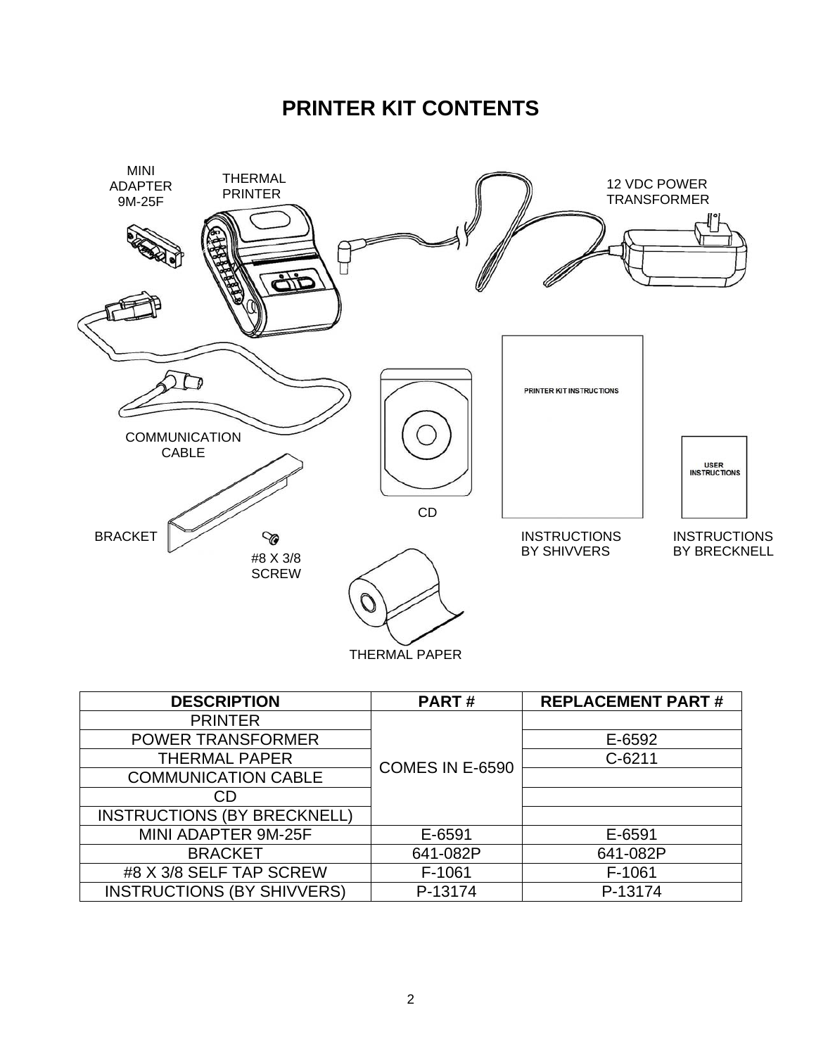# PRINTER KIT CONTENTS

| DESCRIPTION | PART # | REPLACEMENT PART # |
|---|---|---|
| PRINTER | COMES IN E-6590 | |
| POWER TRANSFORMER | | E-6592 |
| THERMAL PAPER | | C-6211 |
| COMMUNICATION CABLE | | |
| CD | | |
| INSTRUCTIONS (BY BRECKNELL) | | |
| MINI ADAPTER 9M-25F | E-6591 | E-6591 |
| BRACKET | 641-082P | 641-082P |
| #8 X 3/8 SELF TAP SCREW | F-1061 | F-1061 |
| INSTRUCTIONS (BY SHIVVERS) | P-13174 | P-13174 |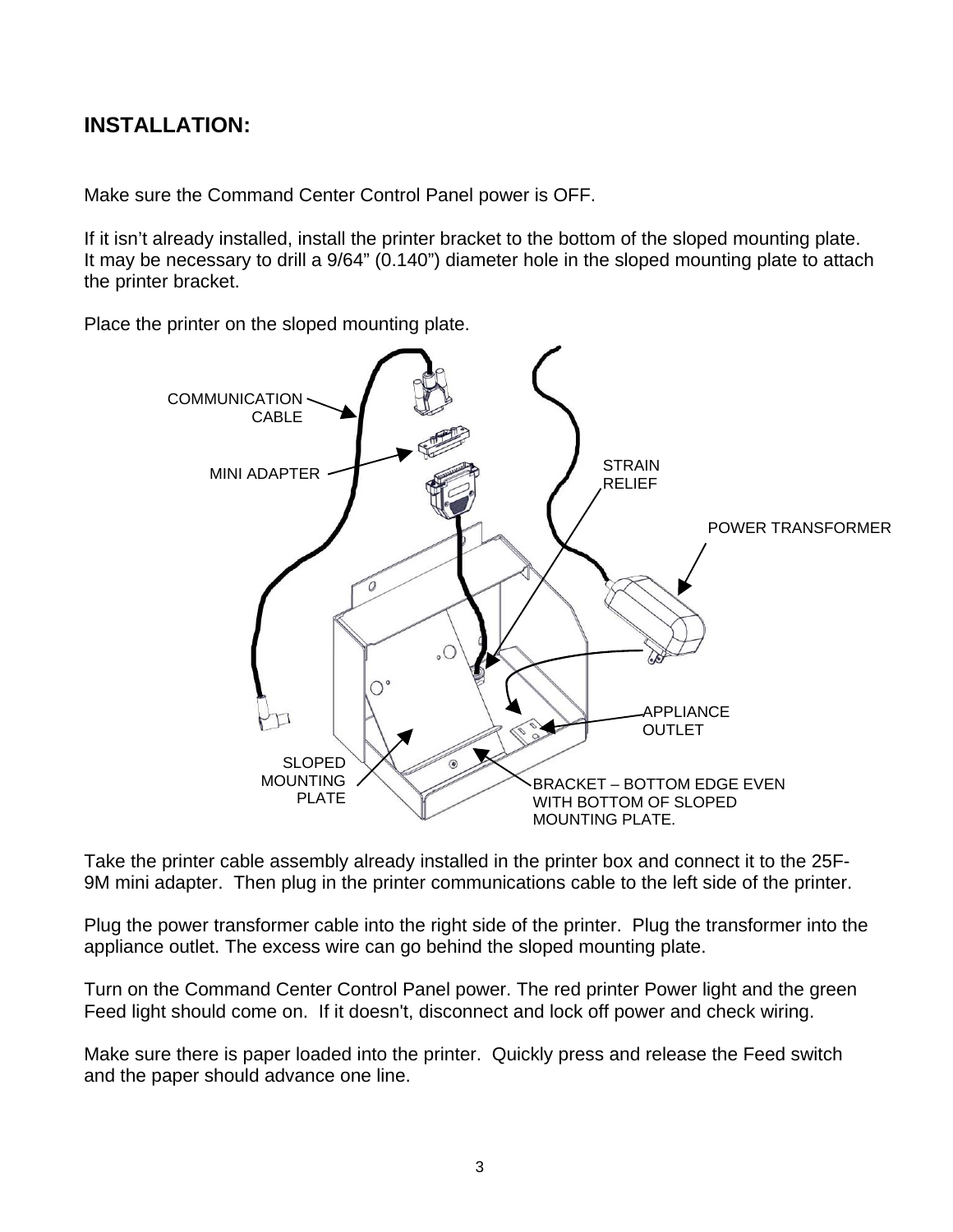## INSTALLATION:

Make sure the Command Center Control Panel power is OFF.

If it isn't already installed, install the printer bracket to the bottom of the sloped mounting plate. It may be necessary to drill a 9/64" (0.140") diameter hole in the sloped mounting plate to attach the printer bracket.

Place the printer on the sloped mounting plate.

COMMUNICATION CABLE

MINI ADAPTER

STRAIN RELIEF

POWER TRANSFORMER

APPLIANCE OUTLET

SLOPED MOUNTING PLATE

BRACKET – BOTTOM EDGE EVEN WITH BOTTOM OF SLOPED MOUNTING PLATE.

Take the printer cable assembly already installed in the printer box and connect it to the 25F-9M mini adapter. Then plug in the printer communications cable to the left side of the printer.

Plug the power transformer cable into the right side of the printer. Plug the transformer into the appliance outlet. The excess wire can go behind the sloped mounting plate.

Turn on the Command Center Control Panel power. The red printer Power light and the green Feed light should come on. If it doesn't, disconnect and lock off power and check wiring.

Make sure there is paper loaded into the printer. Quickly press and release the Feed switch and the paper should advance one line.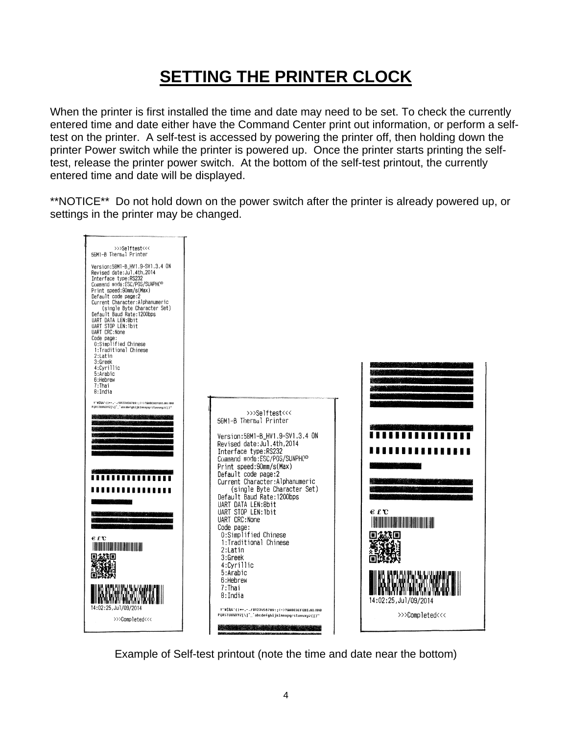# SETTING THE PRINTER CLOCK

When the printer is first installed the time and date may need to be set. To check the currently entered time and date either have the Command Center print out information, or perform a self-test on the printer. A self-test is accessed by powering the printer off, then holding down the printer Power switch while the printer is powered up. Once the printer starts printing the self-test, release the printer power switch. At the bottom of the self-test printout, the currently entered time and date will be displayed.

**NOTICE** Do not hold down on the power switch after the printer is already powered up, or settings in the printer may be changed.

Example of Self-test printout (note the time and date near the bottom)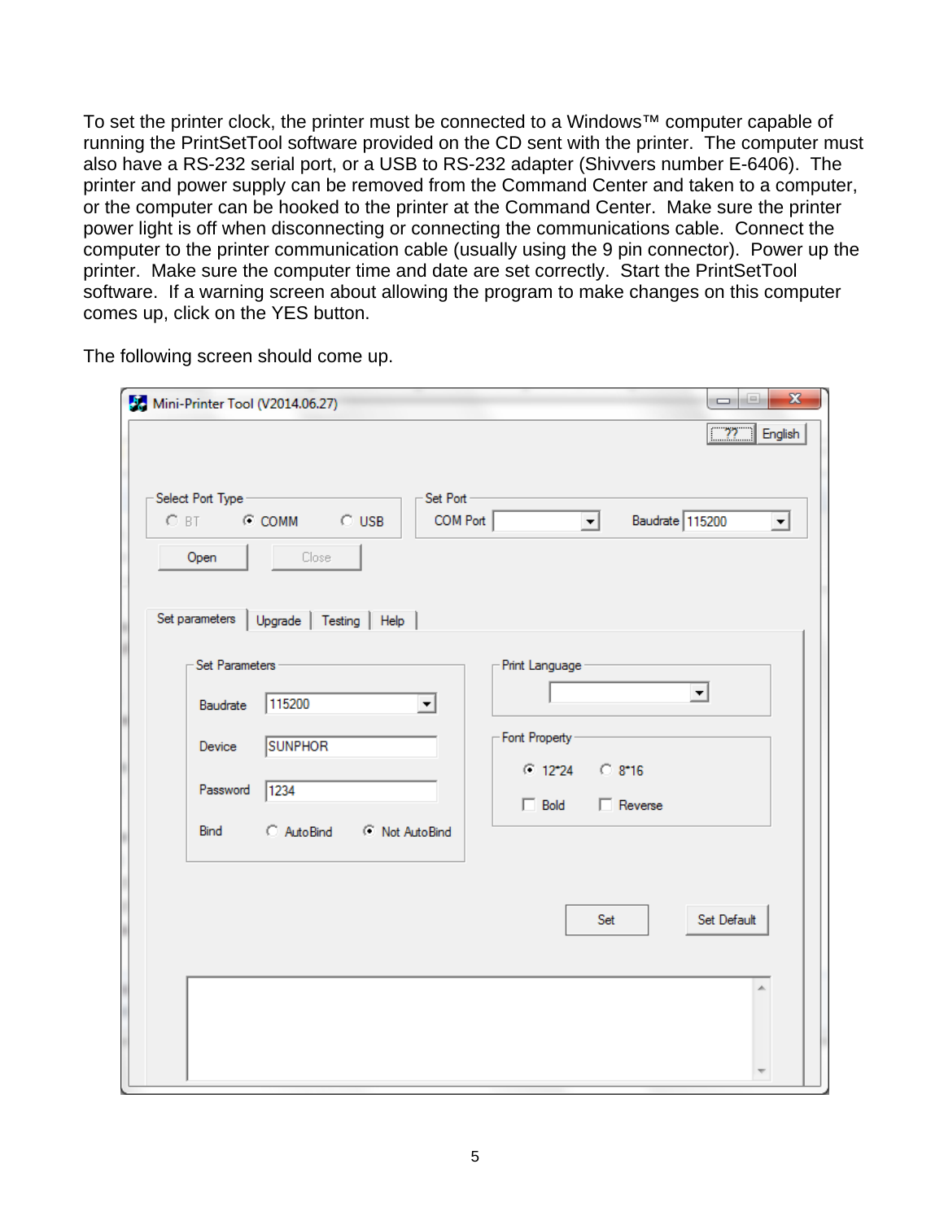To set the printer clock, the printer must be connected to a Windows™ computer capable of running the PrintSetTool software provided on the CD sent with the printer. The computer must also have a RS-232 serial port, or a USB to RS-232 adapter (Shivvers number E-6406). The printer and power supply can be removed from the Command Center and taken to a computer, or the computer can be hooked to the printer at the Command Center. Make sure the printer power light is off when disconnecting or connecting the communications cable. Connect the computer to the printer communication cable (usually using the 9 pin connector). Power up the printer. Make sure the computer time and date are set correctly. Start the PrintSetTool software. If a warning screen about allowing the program to make changes on this computer comes up, click on the YES button.

The following screen should come up.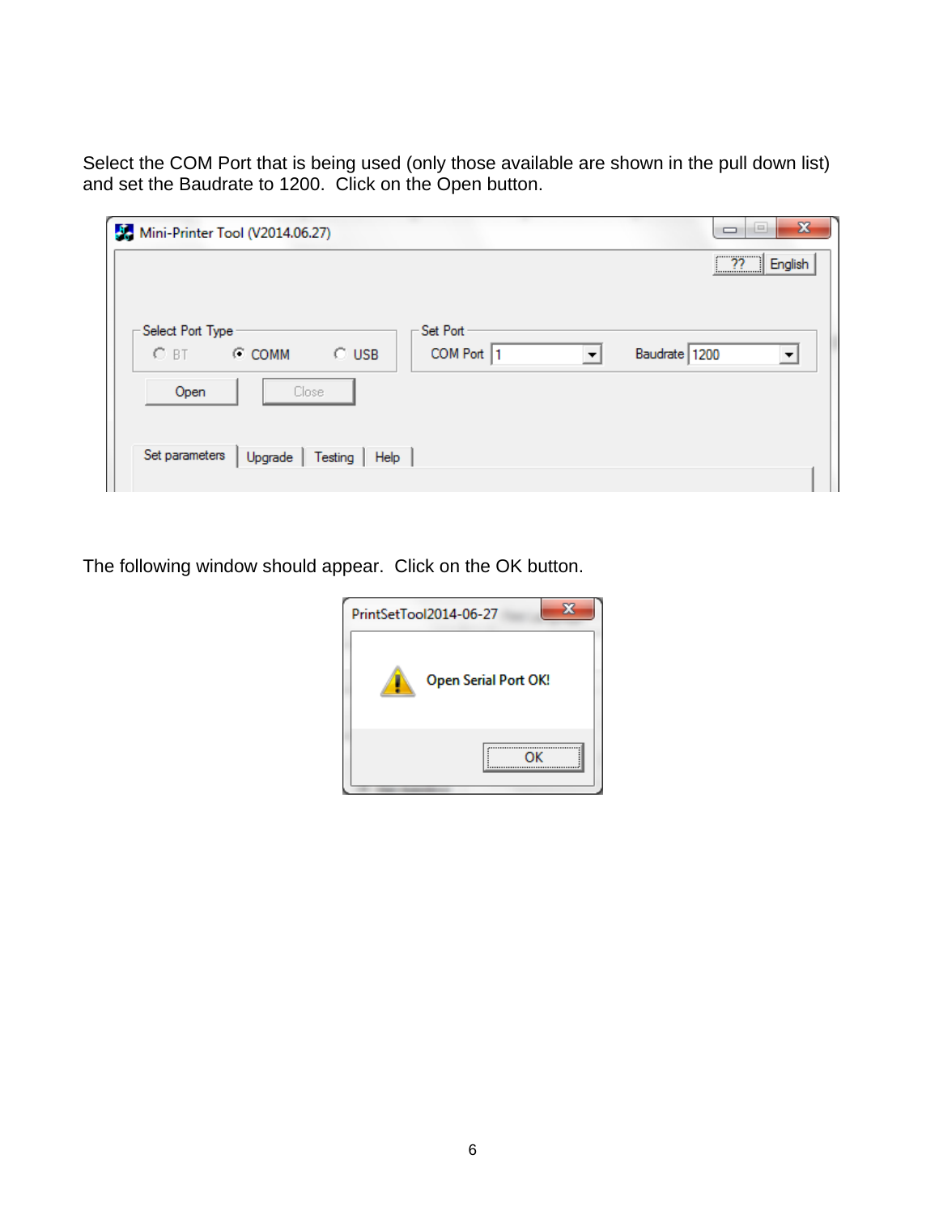Select the COM Port that is being used (only those available are shown in the pull down list) and set the Baudrate to 1200. Click on the Open button.

The following window should appear. Click on the OK button.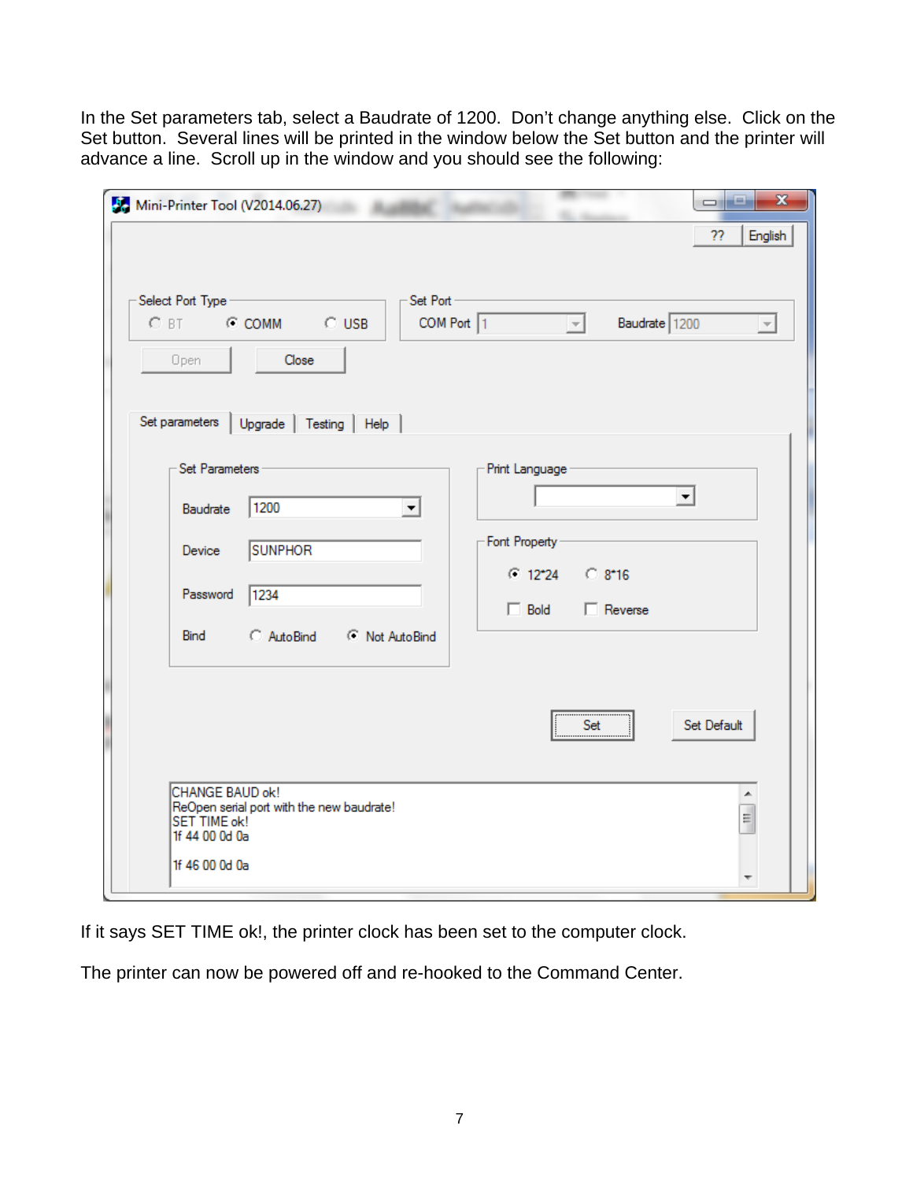In the Set parameters tab, select a Baudrate of 1200. Don't change anything else. Click on the Set button. Several lines will be printed in the window below the Set button and the printer will advance a line. Scroll up in the window and you should see the following:

If it says SET TIME ok!, the printer clock has been set to the computer clock.

The printer can now be powered off and re-hooked to the Command Center.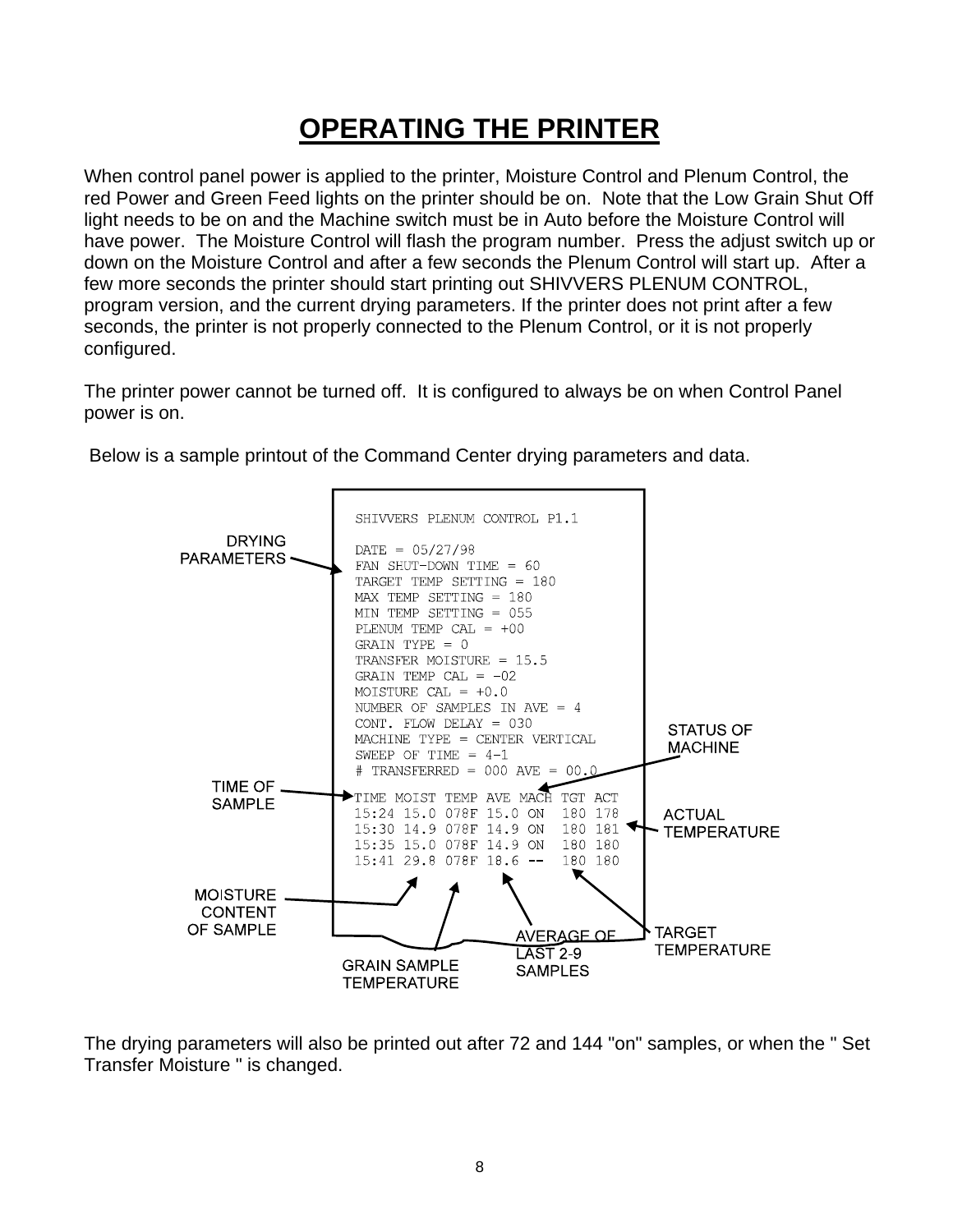# OPERATING THE PRINTER

When control panel power is applied to the printer, Moisture Control and Plenum Control, the red Power and Green Feed lights on the printer should be on. Note that the Low Grain Shut Off light needs to be on and the Machine switch must be in Auto before the Moisture Control will have power. The Moisture Control will flash the program number. Press the adjust switch up or down on the Moisture Control and after a few seconds the Plenum Control will start up. After a few more seconds the printer should start printing out SHIVVERS PLENUM CONTROL, program version, and the current drying parameters. If the printer does not print after a few seconds, the printer is not properly connected to the Plenum Control, or it is not properly configured.

The printer power cannot be turned off. It is configured to always be on when Control Panel power is on.

Below is a sample printout of the Command Center drying parameters and data.

```
SHIVVERS PLENUM CONTROL P1.1

DATE = 05/27/98
FAN SHUT-DOWN TIME = 60
TARGET TEMP SETTING = 180
MAX TEMP SETTING = 180
MIN TEMP SETTING = 055
PLENUM TEMP CAL = +00
GRAIN TYPE = 0
TRANSFER MOISTURE = 15.5
GRAIN TEMP CAL = -02
MOISTURE CAL = +0.0
NUMBER OF SAMPLES IN AVE = 4
CONT. FLOW DELAY = 030
MACHINE TYPE = CENTER VERTICAL
SWEEP OF TIME = 4-1
# TRANSFERRED = 000 AVE = 00.0
TIME MOIST TEMP AVE MACH TGT ACT
15:24 15.0 078F 15.0 ON  180 178
15:30 14.9 078F 14.9 ON  180 181
15:35 15.0 078F 14.9 ON  180 180
15:41 29.8 078F 18.6 --  180 180
```

Labels: DRYING PARAMETERS; TIME OF SAMPLE; MOISTURE CONTENT OF SAMPLE; GRAIN SAMPLE TEMPERATURE; AVERAGE OF LAST 2-9 SAMPLES; STATUS OF MACHINE; TARGET TEMPERATURE; ACTUAL TEMPERATURE

The drying parameters will also be printed out after 72 and 144 "on" samples, or when the " Set Transfer Moisture " is changed.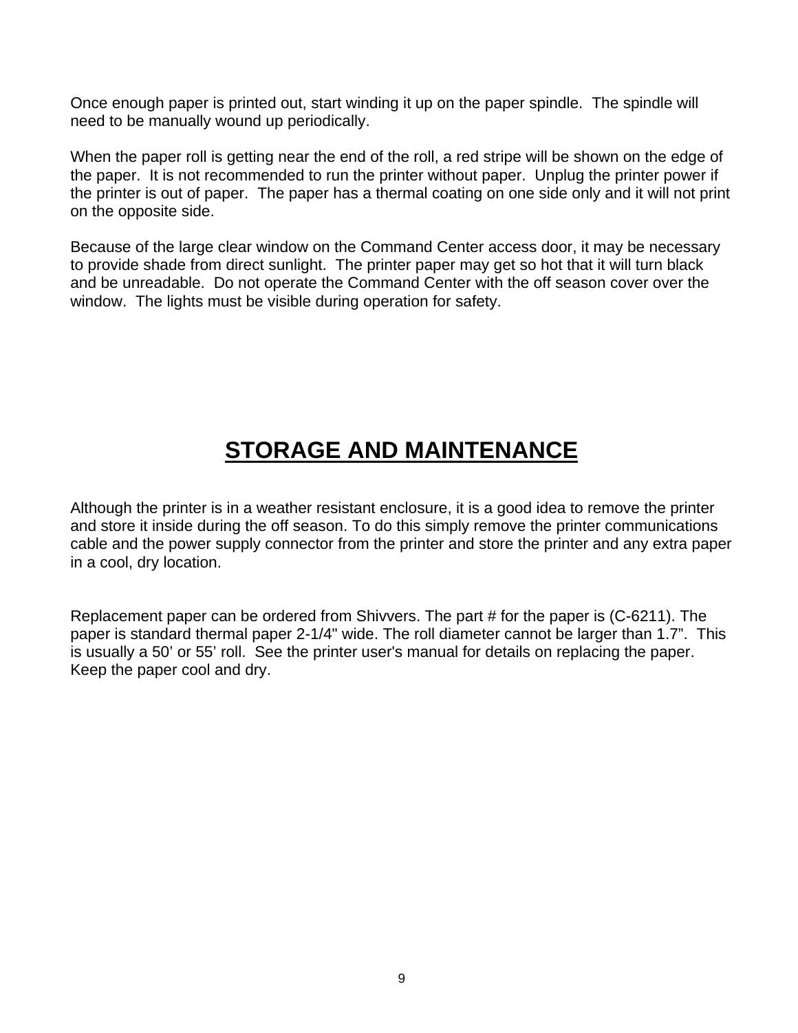Once enough paper is printed out, start winding it up on the paper spindle. The spindle will need to be manually wound up periodically.

When the paper roll is getting near the end of the roll, a red stripe will be shown on the edge of the paper. It is not recommended to run the printer without paper. Unplug the printer power if the printer is out of paper. The paper has a thermal coating on one side only and it will not print on the opposite side.

Because of the large clear window on the Command Center access door, it may be necessary to provide shade from direct sunlight. The printer paper may get so hot that it will turn black and be unreadable. Do not operate the Command Center with the off season cover over the window. The lights must be visible during operation for safety.

# STORAGE AND MAINTENANCE

Although the printer is in a weather resistant enclosure, it is a good idea to remove the printer and store it inside during the off season. To do this simply remove the printer communications cable and the power supply connector from the printer and store the printer and any extra paper in a cool, dry location.

Replacement paper can be ordered from Shivvers. The part # for the paper is (C-6211). The paper is standard thermal paper 2-1/4" wide. The roll diameter cannot be larger than 1.7". This is usually a 50' or 55' roll. See the printer user's manual for details on replacing the paper. Keep the paper cool and dry.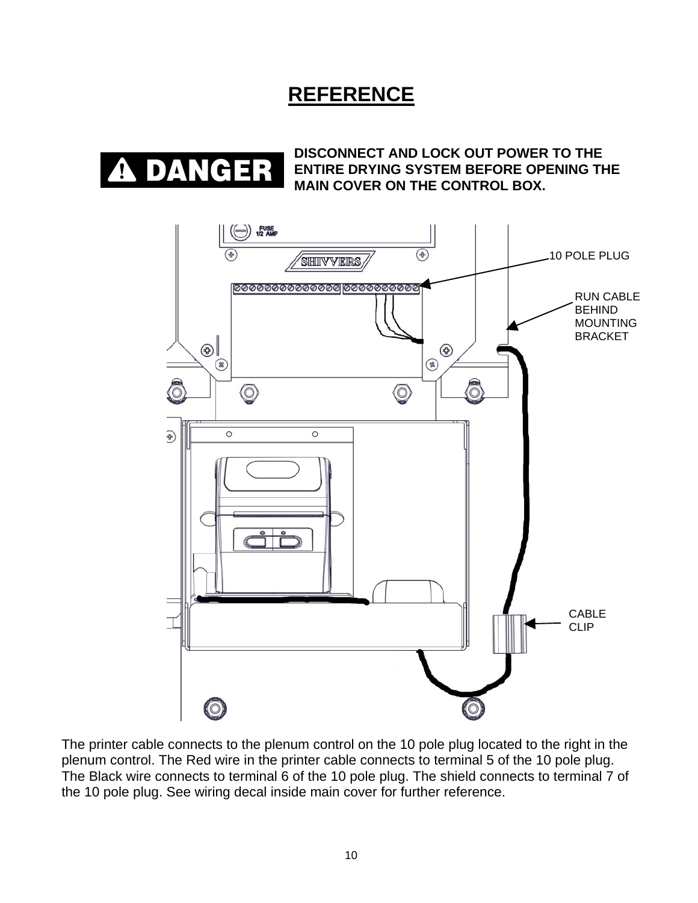# REFERENCE

**⚠ DANGER**

**DISCONNECT AND LOCK OUT POWER TO THE ENTIRE DRYING SYSTEM BEFORE OPENING THE MAIN COVER ON THE CONTROL BOX.**

10 POLE PLUG

RUN CABLE BEHIND MOUNTING BRACKET

CABLE CLIP

The printer cable connects to the plenum control on the 10 pole plug located to the right in the plenum control. The Red wire in the printer cable connects to terminal 5 of the 10 pole plug. The Black wire connects to terminal 6 of the 10 pole plug. The shield connects to terminal 7 of the 10 pole plug. See wiring decal inside main cover for further reference.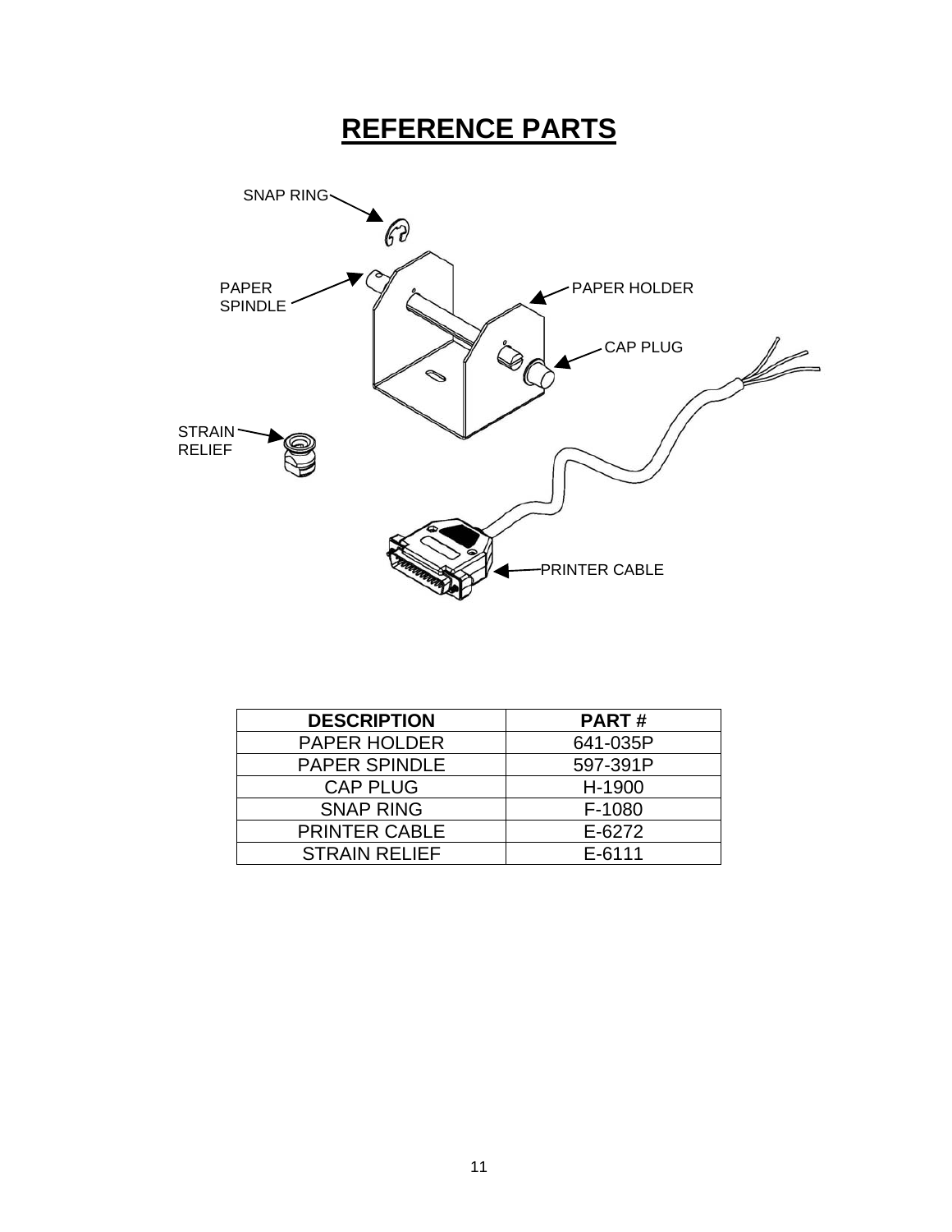# REFERENCE PARTS

SNAP RING

PAPER SPINDLE

PAPER HOLDER

CAP PLUG

STRAIN RELIEF

PRINTER CABLE

| DESCRIPTION | PART # |
|---|---|
| PAPER HOLDER | 641-035P |
| PAPER SPINDLE | 597-391P |
| CAP PLUG | H-1900 |
| SNAP RING | F-1080 |
| PRINTER CABLE | E-6272 |
| STRAIN RELIEF | E-6111 |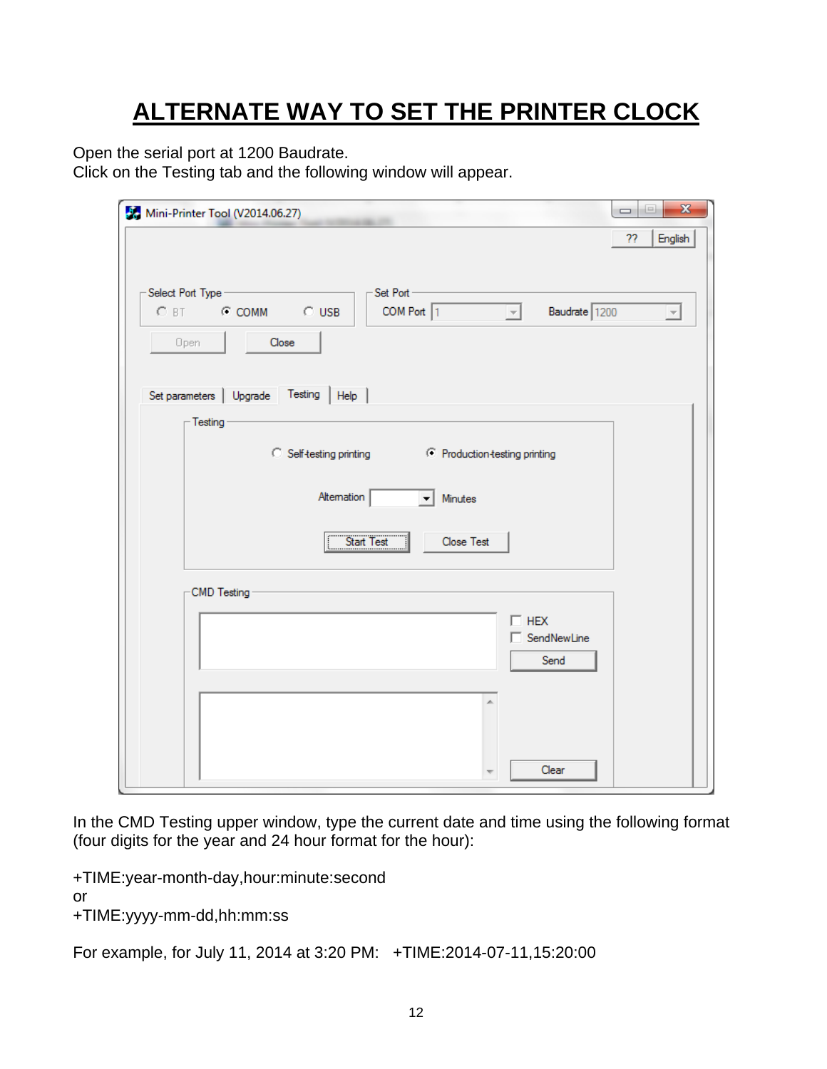# ALTERNATE WAY TO SET THE PRINTER CLOCK

Open the serial port at 1200 Baudrate.
Click on the Testing tab and the following window will appear.

In the CMD Testing upper window, type the current date and time using the following format (four digits for the year and 24 hour format for the hour):

+TIME:year-month-day,hour:minute:second
or
+TIME:yyyy-mm-dd,hh:mm:ss

For example, for July 11, 2014 at 3:20 PM: +TIME:2014-07-11,15:20:00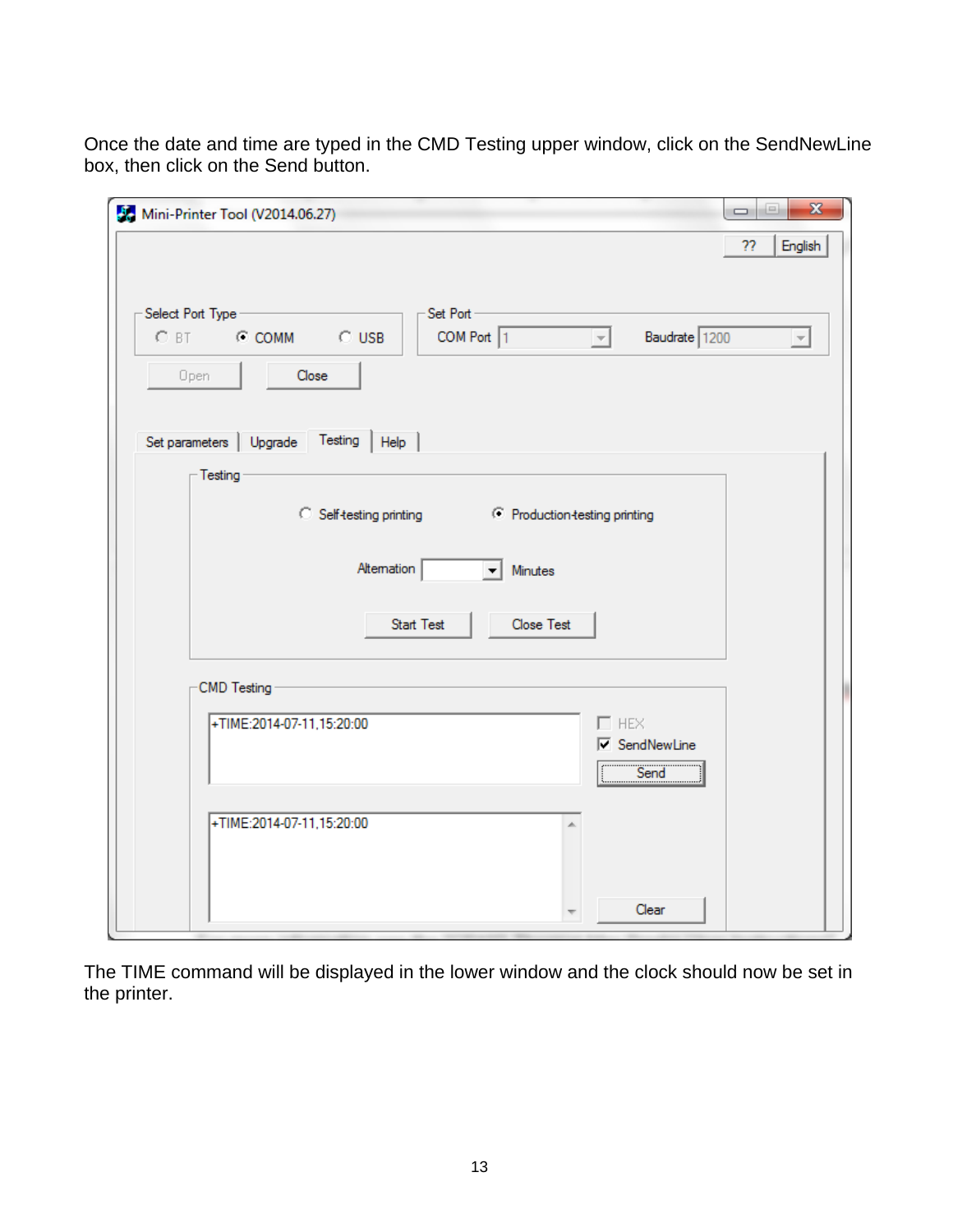Once the date and time are typed in the CMD Testing upper window, click on the SendNewLine box, then click on the Send button.

The TIME command will be displayed in the lower window and the clock should now be set in the printer.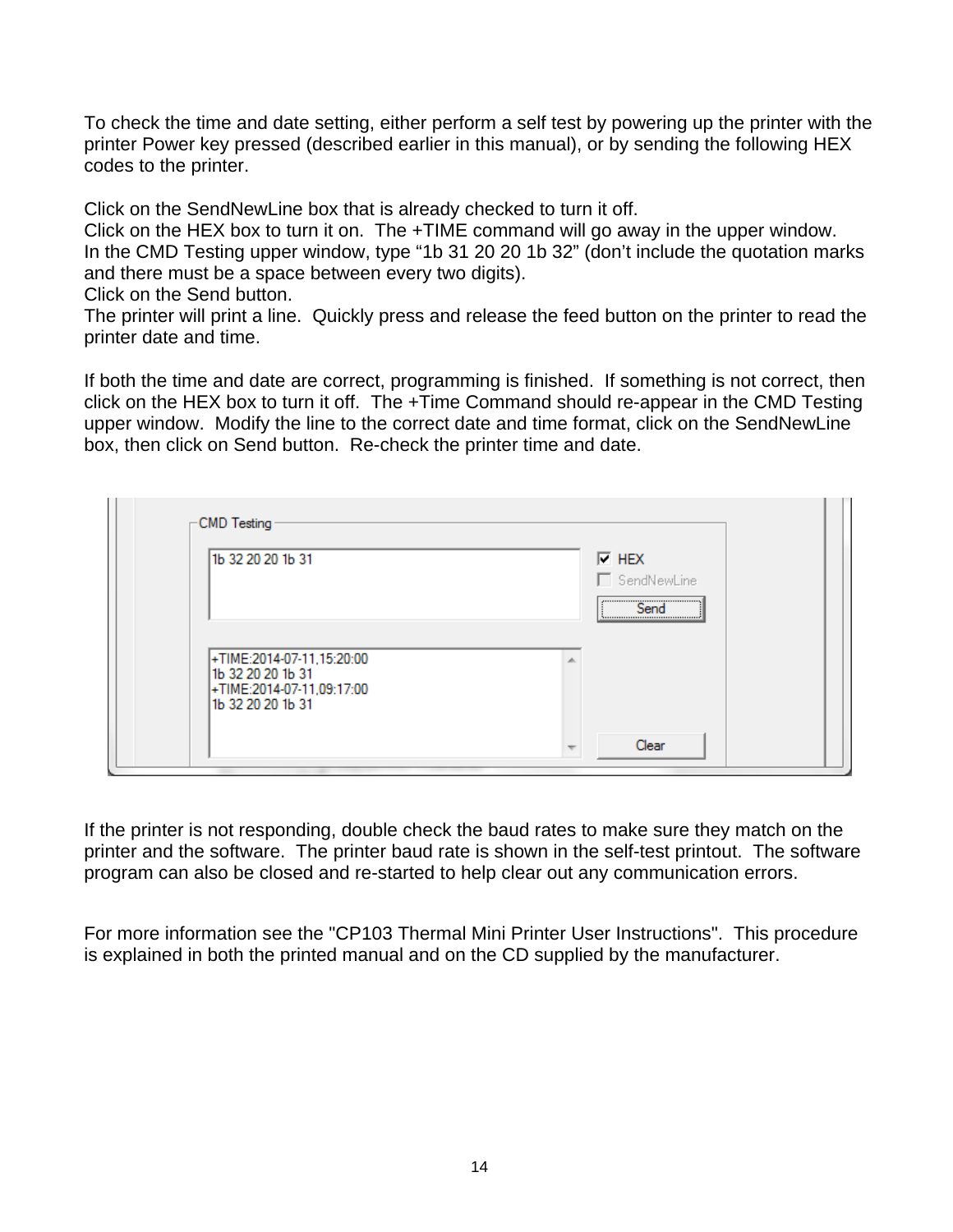To check the time and date setting, either perform a self test by powering up the printer with the printer Power key pressed (described earlier in this manual), or by sending the following HEX codes to the printer.

Click on the SendNewLine box that is already checked to turn it off.
Click on the HEX box to turn it on. The +TIME command will go away in the upper window.
In the CMD Testing upper window, type “1b 31 20 20 1b 32” (don’t include the quotation marks and there must be a space between every two digits).
Click on the Send button.
The printer will print a line. Quickly press and release the feed button on the printer to read the printer date and time.

If both the time and date are correct, programming is finished. If something is not correct, then click on the HEX box to turn it off. The +Time Command should re-appear in the CMD Testing upper window. Modify the line to the correct date and time format, click on the SendNewLine box, then click on Send button. Re-check the printer time and date.

If the printer is not responding, double check the baud rates to make sure they match on the printer and the software. The printer baud rate is shown in the self-test printout. The software program can also be closed and re-started to help clear out any communication errors.

For more information see the "CP103 Thermal Mini Printer User Instructions". This procedure is explained in both the printed manual and on the CD supplied by the manufacturer.